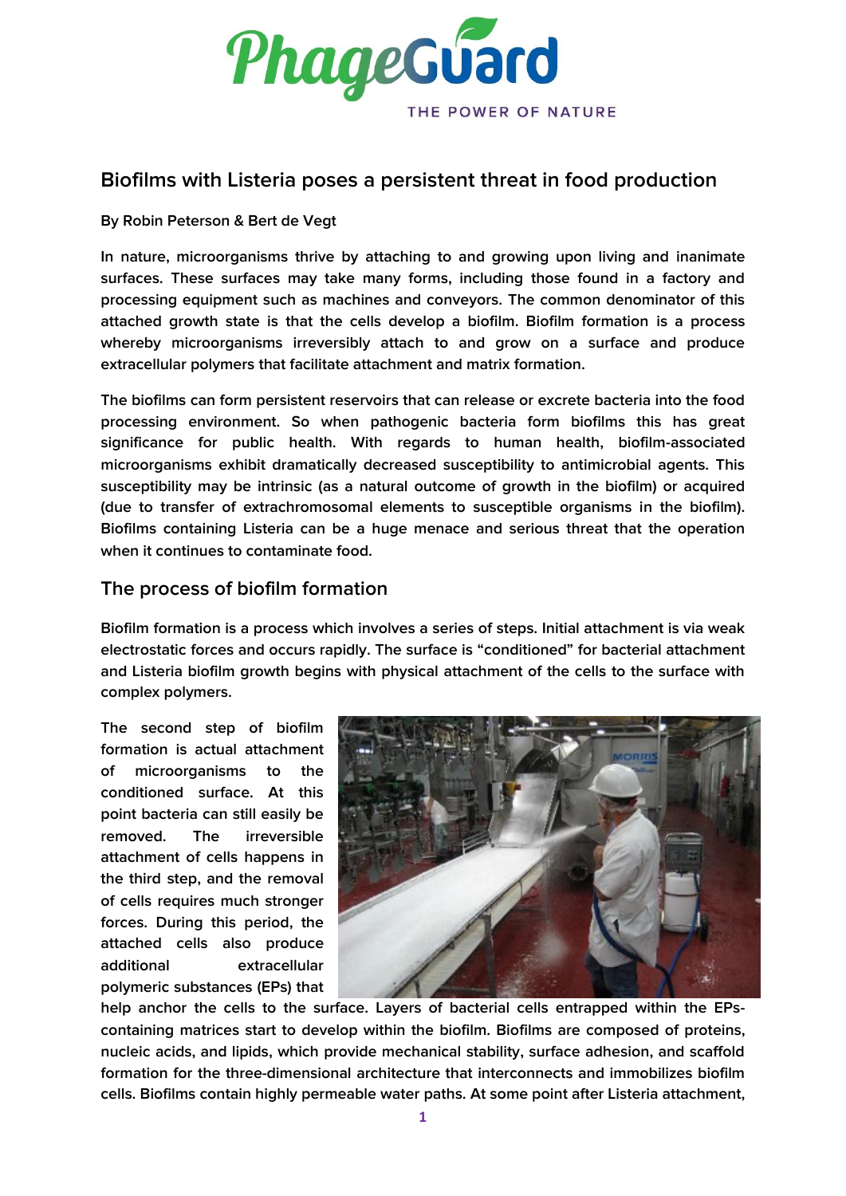# Biofilms with Listeria poses a persistent threat in food production

**By Robin Peterson & Bert de Vegt**

**In nature, microorganisms thrive by attaching to and growing upon living and inanimate surfaces. These surfaces may take many forms, including those found in a factory and processing equipment such as machines and conveyors. The common denominator of this attached growth state is that the cells develop a biofilm. Biofilm formation is a process whereby microorganisms irreversibly attach to and grow on a surface and produce extracellular polymers that facilitate attachment and matrix formation.**

**The biofilms can form persistent reservoirs that can release or excrete bacteria into the food processing environment. So when pathogenic bacteria form biofilms this has great significance for public health. With regards to human health, biofilm-associated microorganisms exhibit dramatically decreased susceptibility to antimicrobial agents. This susceptibility may be intrinsic (as a natural outcome of growth in the biofilm) or acquired (due to transfer of extrachromosomal elements to susceptible organisms in the biofilm). Biofilms containing Listeria can be a huge menace and serious threat that the operation when it continues to contaminate food.**

## The process of biofilm formation

**Biofilm formation is a process which involves a series of steps. Initial attachment is via weak electrostatic forces and occurs rapidly. The surface is "conditioned" for bacterial attachment and Listeria biofilm growth begins with physical attachment of the cells to the surface with complex polymers.**

**The second step of biofilm formation is actual attachment of microorganisms to the conditioned surface. At this point bacteria can still easily be removed. The irreversible attachment of cells happens in the third step, and the removal of cells requires much stronger forces. During this period, the attached cells also produce additional extracellular polymeric substances (EPs) that help anchor the cells to the surface. Layers of bacterial cells entrapped within the EPs-containing matrices start to develop within the biofilm. Biofilms are composed of proteins, nucleic acids, and lipids, which provide mechanical stability, surface adhesion, and scaffold formation for the three-dimensional architecture that interconnects and immobilizes biofilm cells. Biofilms contain highly permeable water paths. At some point after Listeria attachment,**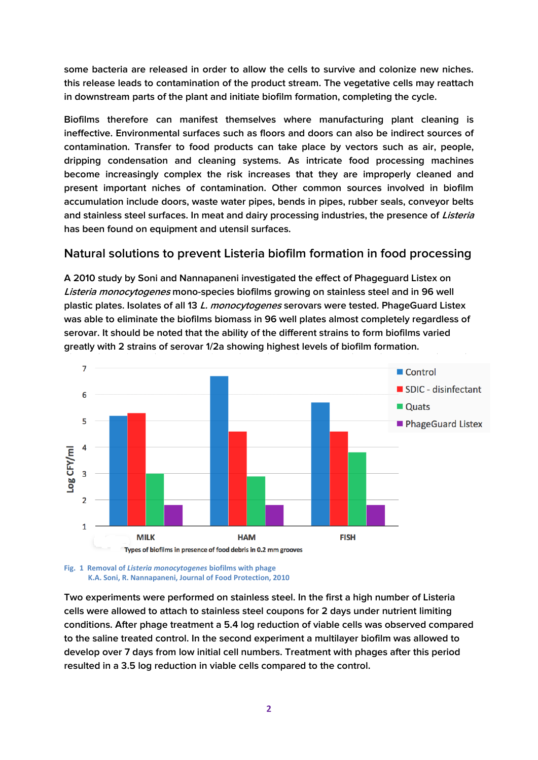some bacteria are released in order to allow the cells to survive and colonize new niches. this release leads to contamination of the product stream. The vegetative cells may reattach in downstream parts of the plant and initiate biofilm formation, completing the cycle.

Biofilms therefore can manifest themselves where manufacturing plant cleaning is ineffective. Environmental surfaces such as floors and doors can also be indirect sources of contamination. Transfer to food products can take place by vectors such as air, people, dripping condensation and cleaning systems. As intricate food processing machines become increasingly complex the risk increases that they are improperly cleaned and present important niches of contamination. Other common sources involved in biofilm accumulation include doors, waste water pipes, bends in pipes, rubber seals, conveyor belts and stainless steel surfaces. In meat and dairy processing industries, the presence of *Listeria* has been found on equipment and utensil surfaces.

## Natural solutions to prevent Listeria biofilm formation in food processing

A 2010 study by Soni and Nannapaneni investigated the effect of Phageguard Listex on *Listeria monocytogenes* mono-species biofilms growing on stainless steel and in 96 well plastic plates. Isolates of all 13 *L. monocytogenes* serovars were tested. PhageGuard Listex was able to eliminate the biofilms biomass in 96 well plates almost completely regardless of serovar. It should be noted that the ability of the different strains to form biofilms varied greatly with 2 strains of serovar 1/2a showing highest levels of biofilm formation.

Log CFY/ml
7
6
5
4
3
2
1
MILK
HAM
FISH
Types of biofilms in presence of food debris in 0.2 mm grooves
Control
SDIC - disinfectant
Quats
PhageGuard Listex

Fig. 1 Removal of *Listeria monocytogenes* biofilms with phage
K.A. Soni, R. Nannapaneni, Journal of Food Protection, 2010

Two experiments were performed on stainless steel. In the first a high number of Listeria cells were allowed to attach to stainless steel coupons for 2 days under nutrient limiting conditions. After phage treatment a 5.4 log reduction of viable cells was observed compared to the saline treated control. In the second experiment a multilayer biofilm was allowed to develop over 7 days from low initial cell numbers. Treatment with phages after this period resulted in a 3.5 log reduction in viable cells compared to the control.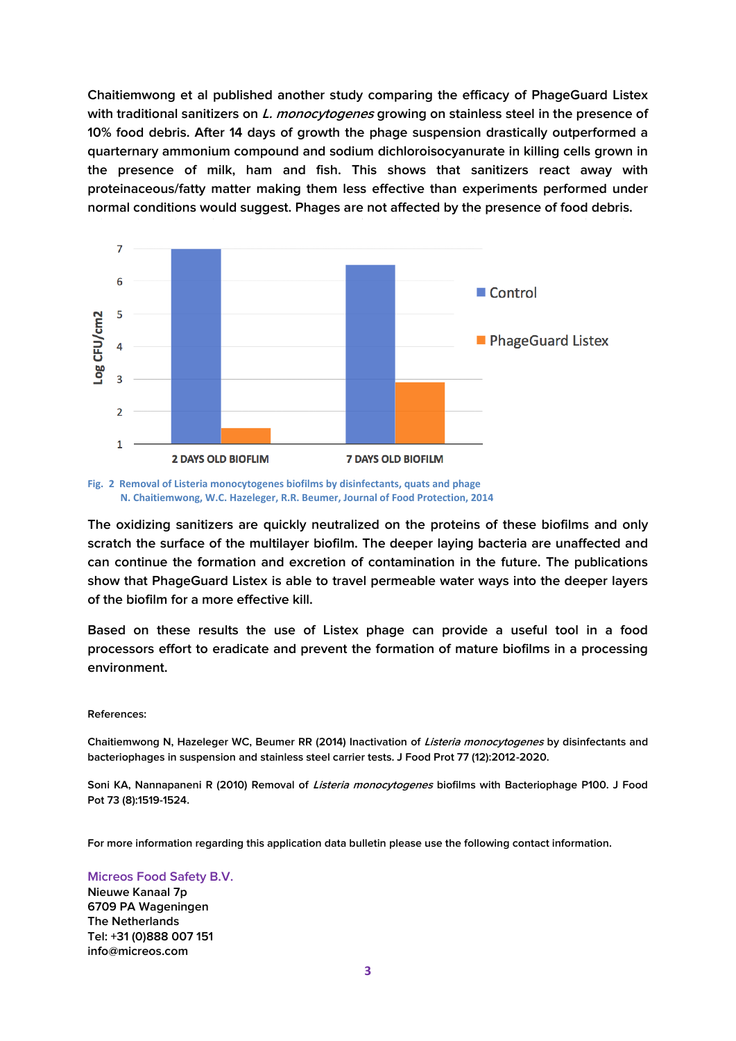Chaitiemwong et al published another study comparing the efficacy of PhageGuard Listex with traditional sanitizers on *L. monocytogenes* growing on stainless steel in the presence of 10% food debris. After 14 days of growth the phage suspension drastically outperformed a quarternary ammonium compound and sodium dichloroisocyanurate in killing cells grown in the presence of milk, ham and fish. This shows that sanitizers react away with proteinaceous/fatty matter making them less effective than experiments performed under normal conditions would suggest. Phages are not affected by the presence of food debris.

Log CFU/cm2

7
6
5
4
3
2
1

2 DAYS OLD BIOFLIM
7 DAYS OLD BIOFLIM

Control
PhageGuard Listex

Fig. 2 Removal of Listeria monocytogenes biofilms by disinfectants, quats and phage
N. Chaitiemwong, W.C. Hazeleger, R.R. Beumer, Journal of Food Protection, 2014

The oxidizing sanitizers are quickly neutralized on the proteins of these biofilms and only scratch the surface of the multilayer biofilm. The deeper laying bacteria are unaffected and can continue the formation and excretion of contamination in the future. The publications show that PhageGuard Listex is able to travel permeable water ways into the deeper layers of the biofilm for a more effective kill.

Based on these results the use of Listex phage can provide a useful tool in a food processors effort to eradicate and prevent the formation of mature biofilms in a processing environment.

References:

Chaitiemwong N, Hazeleger WC, Beumer RR (2014) Inactivation of *Listeria monocytogenes* by disinfectants and bacteriophages in suspension and stainless steel carrier tests. J Food Prot 77 (12):2012-2020.

Soni KA, Nannapaneni R (2010) Removal of *Listeria monocytogenes* biofilms with Bacteriophage P100. J Food Pot 73 (8):1519-1524.

For more information regarding this application data bulletin please use the following contact information.

Micreos Food Safety B.V.
Nieuwe Kanaal 7p
6709 PA Wageningen
The Netherlands
Tel: +31 (0)888 007 151
info@micreos.com